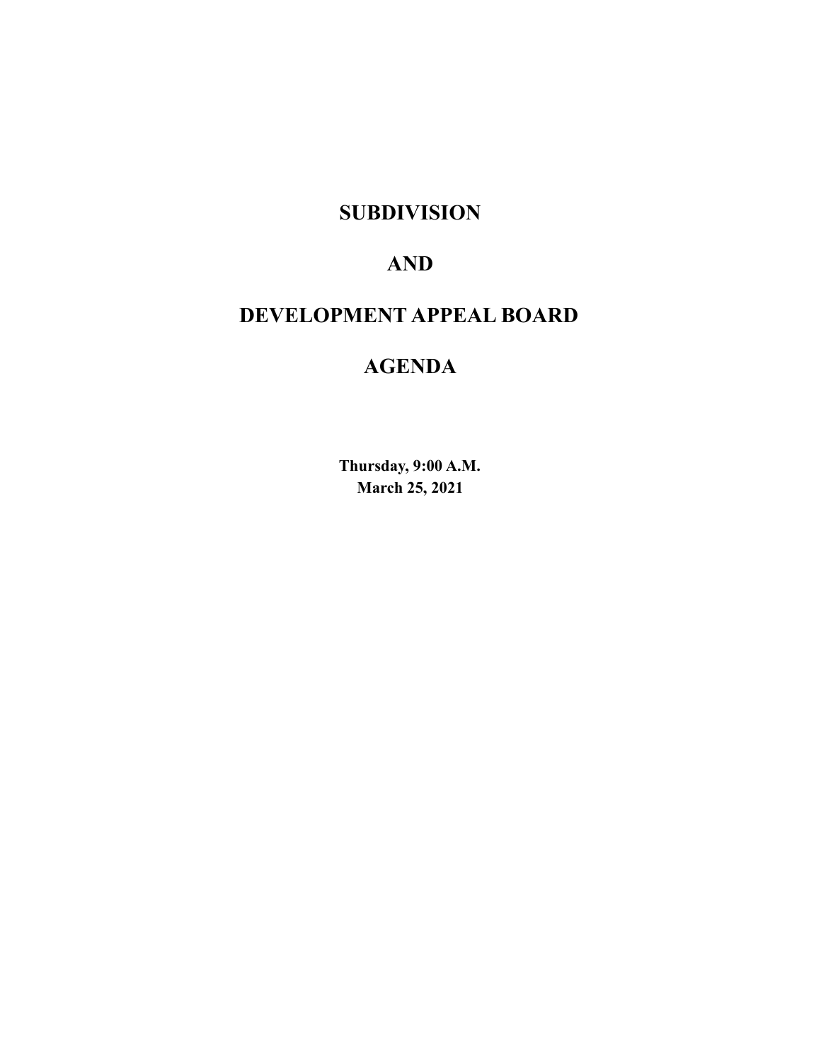# SUBDIVISION

# AND

# DEVELOPMENT APPEAL BOARD

# AGENDA

**Thursday, 9:00 A.M.**
**March 25, 2021**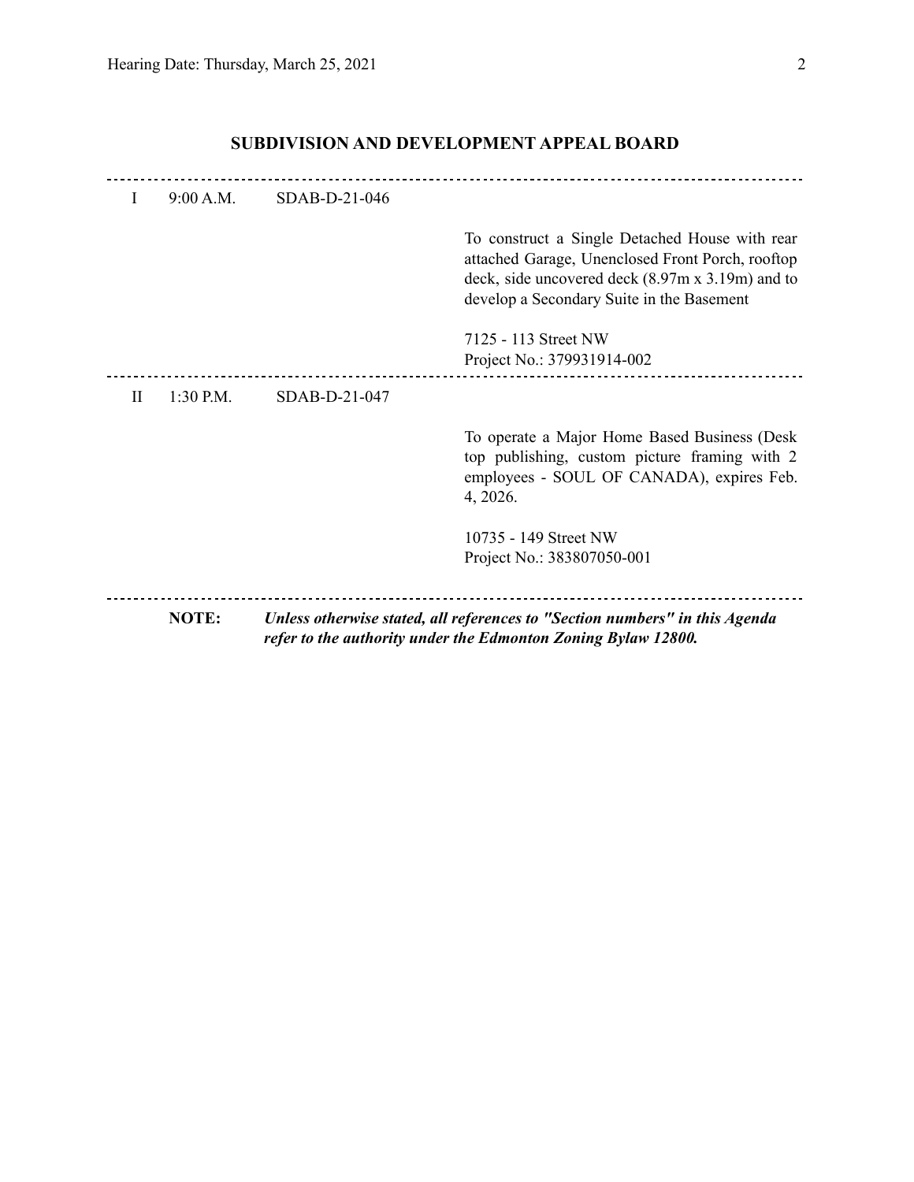## SUBDIVISION AND DEVELOPMENT APPEAL BOARD

---

| | | | |
|---|---|---|---|
| I | 9:00 A.M. | SDAB-D-21-046 | |
| | | | To construct a Single Detached House with rear attached Garage, Unenclosed Front Porch, rooftop deck, side uncovered deck (8.97m x 3.19m) and to develop a Secondary Suite in the Basement |
| | | | 7125 - 113 Street NW<br>Project No.: 379931914-002 |

---

| | | | |
|---|---|---|---|
| II | 1:30 P.M. | SDAB-D-21-047 | |
| | | | To operate a Major Home Based Business (Desk top publishing, custom picture framing with 2 employees - SOUL OF CANADA), expires Feb. 4, 2026. |
| | | | 10735 - 149 Street NW<br>Project No.: 383807050-001 |

---

**NOTE:** ***Unless otherwise stated, all references to "Section numbers" in this Agenda refer to the authority under the Edmonton Zoning Bylaw 12800.***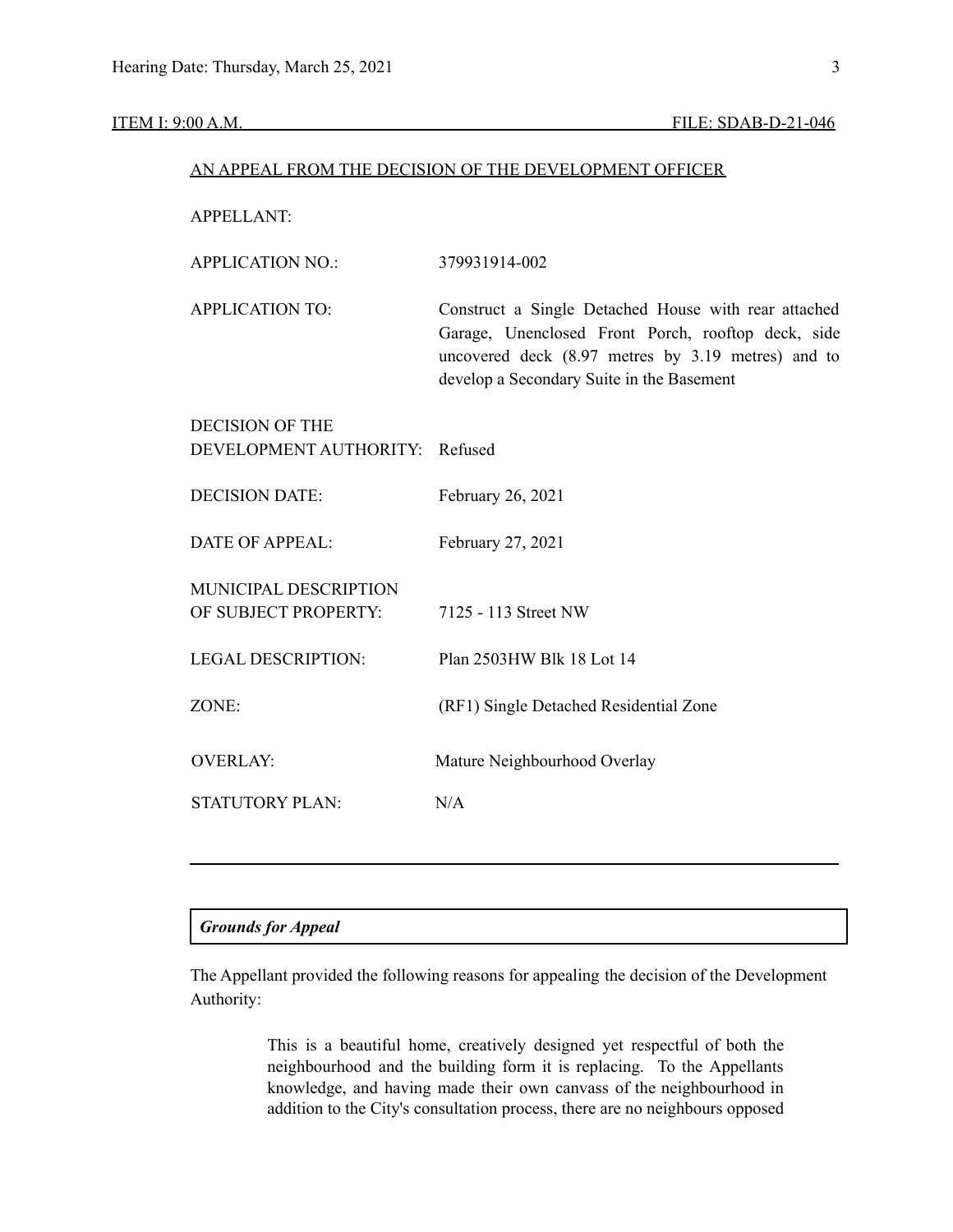ITEM I: 9:00 A.M. FILE: SDAB-D-21-046

AN APPEAL FROM THE DECISION OF THE DEVELOPMENT OFFICER

| | |
|---|---|
| APPELLANT: | |
| APPLICATION NO.: | 379931914-002 |
| APPLICATION TO: | Construct a Single Detached House with rear attached Garage, Unenclosed Front Porch, rooftop deck, side uncovered deck (8.97 metres by 3.19 metres) and to develop a Secondary Suite in the Basement |
| DECISION OF THE DEVELOPMENT AUTHORITY: | Refused |
| DECISION DATE: | February 26, 2021 |
| DATE OF APPEAL: | February 27, 2021 |
| MUNICIPAL DESCRIPTION OF SUBJECT PROPERTY: | 7125 - 113 Street NW |
| LEGAL DESCRIPTION: | Plan 2503HW Blk 18 Lot 14 |
| ZONE: | (RF1) Single Detached Residential Zone |
| OVERLAY: | Mature Neighbourhood Overlay |
| STATUTORY PLAN: | N/A |

---

***Grounds for Appeal***

The Appellant provided the following reasons for appealing the decision of the Development Authority:

> This is a beautiful home, creatively designed yet respectful of both the neighbourhood and the building form it is replacing. To the Appellants knowledge, and having made their own canvass of the neighbourhood in addition to the City's consultation process, there are no neighbours opposed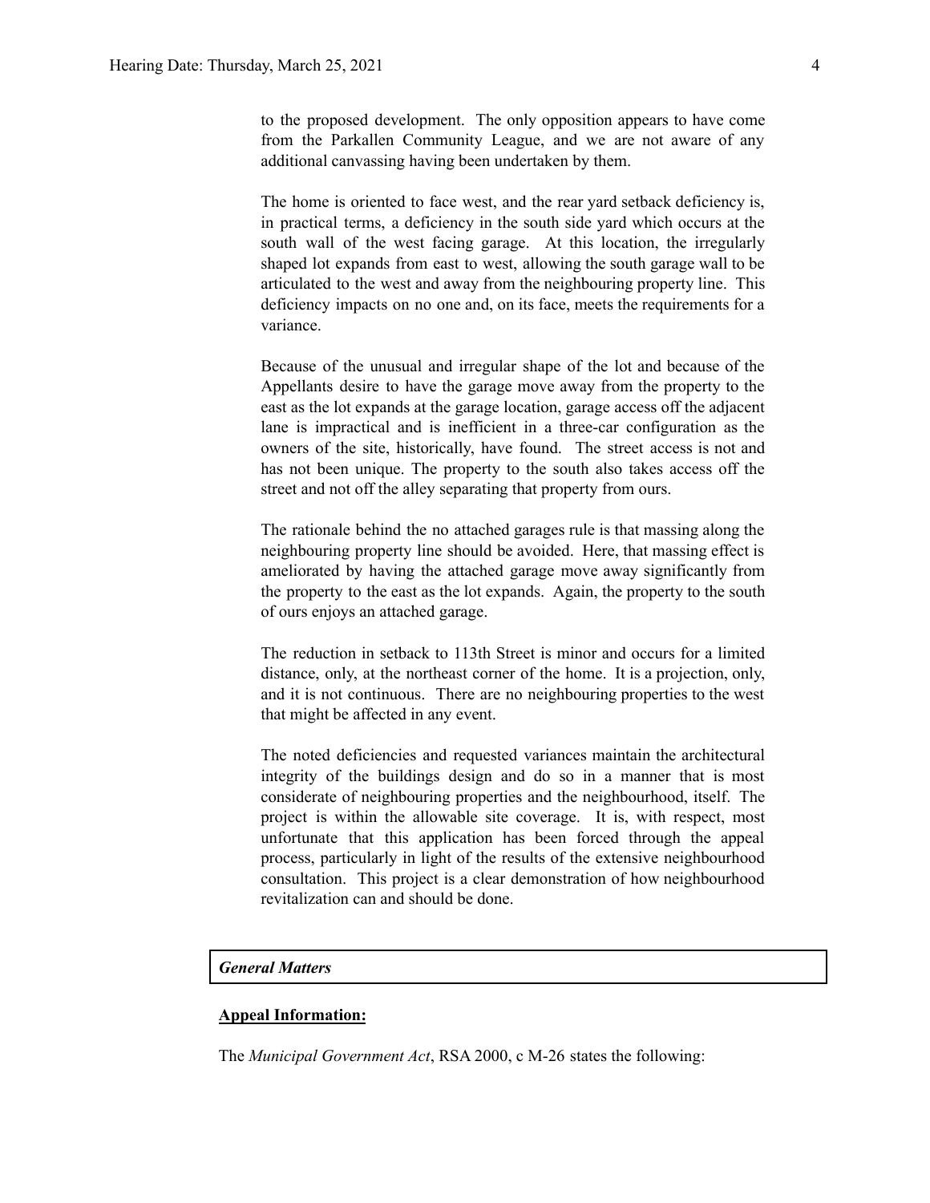to the proposed development. The only opposition appears to have come from the Parkallen Community League, and we are not aware of any additional canvassing having been undertaken by them.

The home is oriented to face west, and the rear yard setback deficiency is, in practical terms, a deficiency in the south side yard which occurs at the south wall of the west facing garage. At this location, the irregularly shaped lot expands from east to west, allowing the south garage wall to be articulated to the west and away from the neighbouring property line. This deficiency impacts on no one and, on its face, meets the requirements for a variance.

Because of the unusual and irregular shape of the lot and because of the Appellants desire to have the garage move away from the property to the east as the lot expands at the garage location, garage access off the adjacent lane is impractical and is inefficient in a three-car configuration as the owners of the site, historically, have found. The street access is not and has not been unique. The property to the south also takes access off the street and not off the alley separating that property from ours.

The rationale behind the no attached garages rule is that massing along the neighbouring property line should be avoided. Here, that massing effect is ameliorated by having the attached garage move away significantly from the property to the east as the lot expands. Again, the property to the south of ours enjoys an attached garage.

The reduction in setback to 113th Street is minor and occurs for a limited distance, only, at the northeast corner of the home. It is a projection, only, and it is not continuous. There are no neighbouring properties to the west that might be affected in any event.

The noted deficiencies and requested variances maintain the architectural integrity of the buildings design and do so in a manner that is most considerate of neighbouring properties and the neighbourhood, itself. The project is within the allowable site coverage. It is, with respect, most unfortunate that this application has been forced through the appeal process, particularly in light of the results of the extensive neighbourhood consultation. This project is a clear demonstration of how neighbourhood revitalization can and should be done.

***General Matters***

**Appeal Information:**

The *Municipal Government Act*, RSA 2000, c M-26 states the following: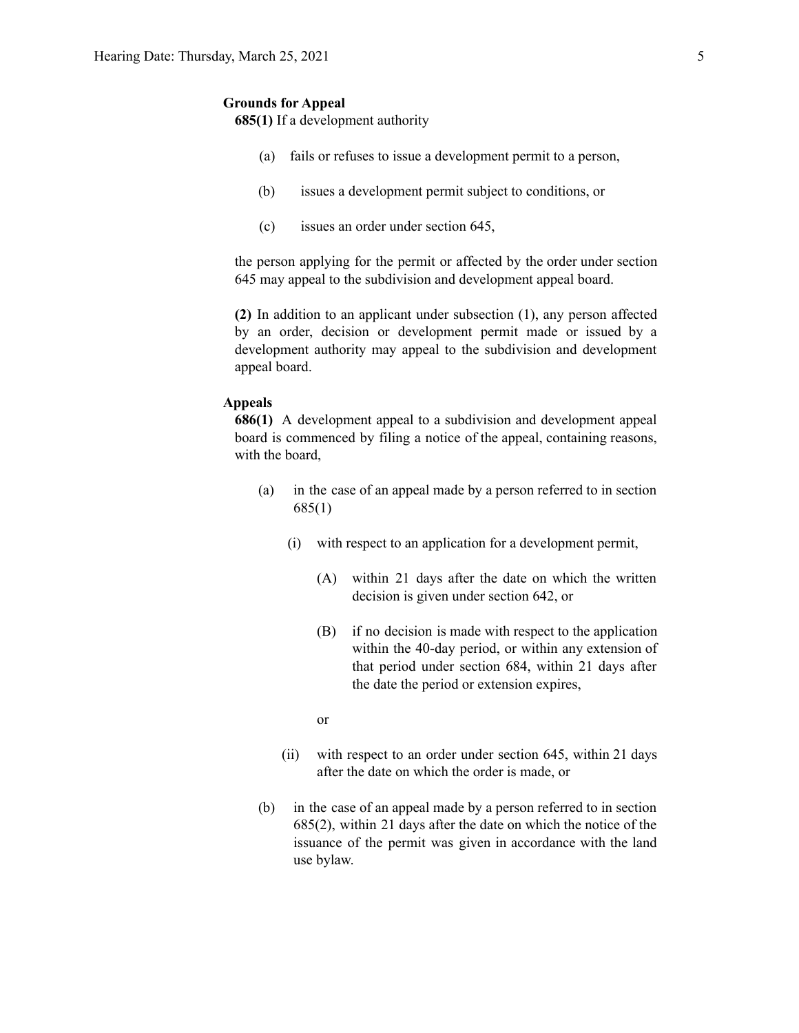**Grounds for Appeal**

**685(1)** If a development authority

(a) fails or refuses to issue a development permit to a person,

(b) issues a development permit subject to conditions, or

(c) issues an order under section 645,

the person applying for the permit or affected by the order under section 645 may appeal to the subdivision and development appeal board.

**(2)** In addition to an applicant under subsection (1), any person affected by an order, decision or development permit made or issued by a development authority may appeal to the subdivision and development appeal board.

**Appeals**

**686(1)** A development appeal to a subdivision and development appeal board is commenced by filing a notice of the appeal, containing reasons, with the board,

(a) in the case of an appeal made by a person referred to in section 685(1)

(i) with respect to an application for a development permit,

(A) within 21 days after the date on which the written decision is given under section 642, or

(B) if no decision is made with respect to the application within the 40-day period, or within any extension of that period under section 684, within 21 days after the date the period or extension expires,

or

(ii) with respect to an order under section 645, within 21 days after the date on which the order is made, or

(b) in the case of an appeal made by a person referred to in section 685(2), within 21 days after the date on which the notice of the issuance of the permit was given in accordance with the land use bylaw.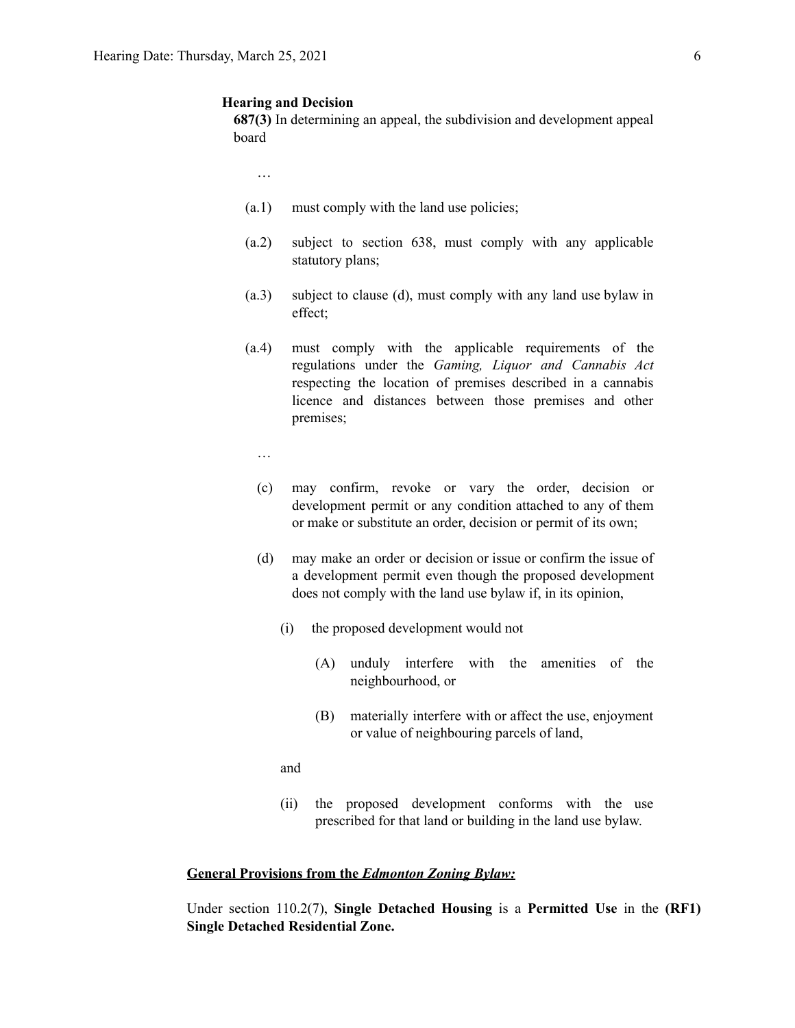**Hearing and Decision**

**687(3)** In determining an appeal, the subdivision and development appeal board

…

(a.1) must comply with the land use policies;

(a.2) subject to section 638, must comply with any applicable statutory plans;

(a.3) subject to clause (d), must comply with any land use bylaw in effect;

(a.4) must comply with the applicable requirements of the regulations under the *Gaming, Liquor and Cannabis Act* respecting the location of premises described in a cannabis licence and distances between those premises and other premises;

…

(c) may confirm, revoke or vary the order, decision or development permit or any condition attached to any of them or make or substitute an order, decision or permit of its own;

(d) may make an order or decision or issue or confirm the issue of a development permit even though the proposed development does not comply with the land use bylaw if, in its opinion,

(i) the proposed development would not

(A) unduly interfere with the amenities of the neighbourhood, or

(B) materially interfere with or affect the use, enjoyment or value of neighbouring parcels of land,

and

(ii) the proposed development conforms with the use prescribed for that land or building in the land use bylaw.

**General Provisions from the *Edmonton Zoning Bylaw:***

Under section 110.2(7), **Single Detached Housing** is a **Permitted Use** in the **(RF1) Single Detached Residential Zone.**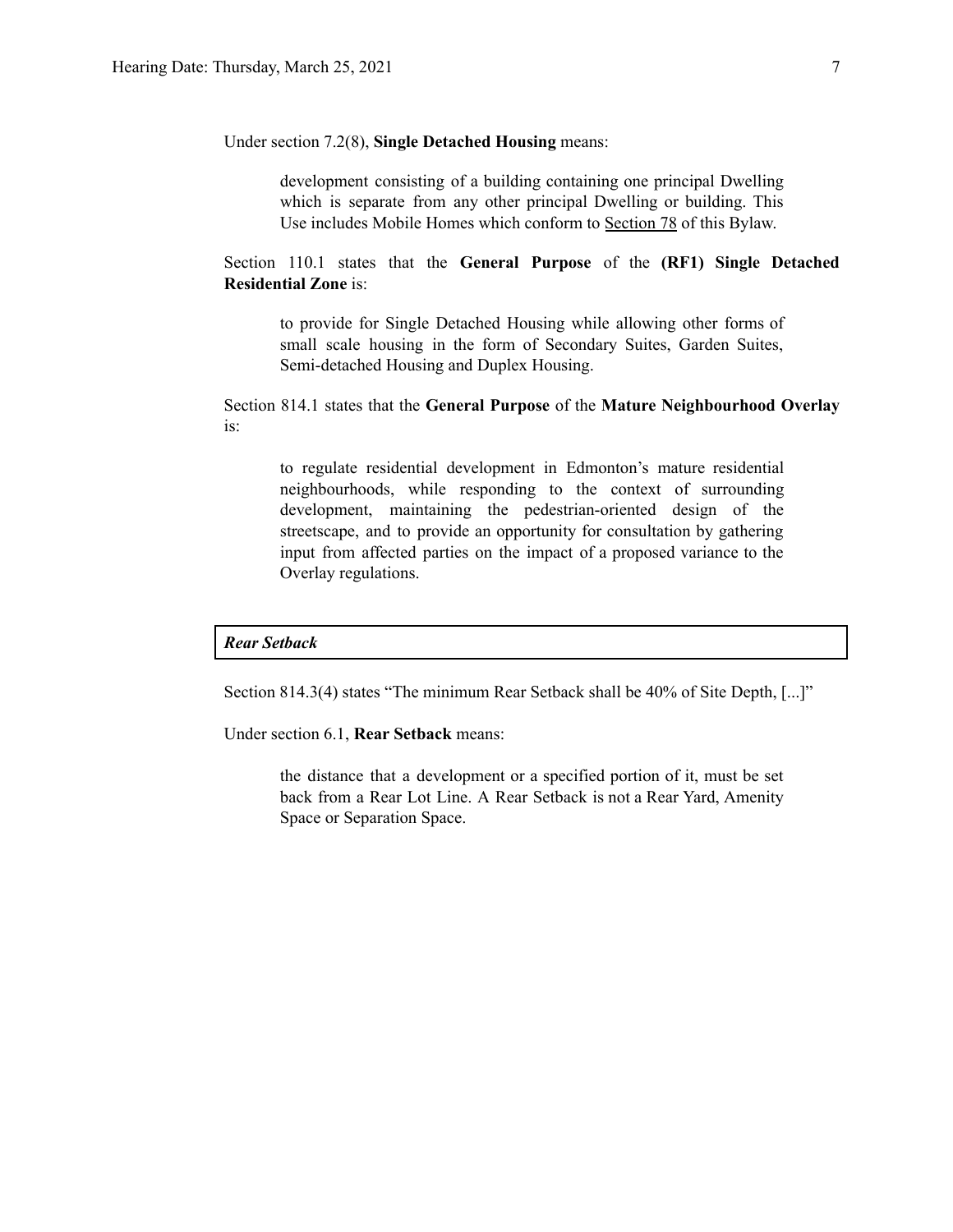Under section 7.2(8), **Single Detached Housing** means:

> development consisting of a building containing one principal Dwelling which is separate from any other principal Dwelling or building. This Use includes Mobile Homes which conform to Section 78 of this Bylaw.

Section 110.1 states that the **General Purpose** of the **(RF1) Single Detached Residential Zone** is:

> to provide for Single Detached Housing while allowing other forms of small scale housing in the form of Secondary Suites, Garden Suites, Semi-detached Housing and Duplex Housing.

Section 814.1 states that the **General Purpose** of the **Mature Neighbourhood Overlay** is:

> to regulate residential development in Edmonton's mature residential neighbourhoods, while responding to the context of surrounding development, maintaining the pedestrian-oriented design of the streetscape, and to provide an opportunity for consultation by gathering input from affected parties on the impact of a proposed variance to the Overlay regulations.

***Rear Setback***

Section 814.3(4) states "The minimum Rear Setback shall be 40% of Site Depth, [...]"

Under section 6.1, **Rear Setback** means:

> the distance that a development or a specified portion of it, must be set back from a Rear Lot Line. A Rear Setback is not a Rear Yard, Amenity Space or Separation Space.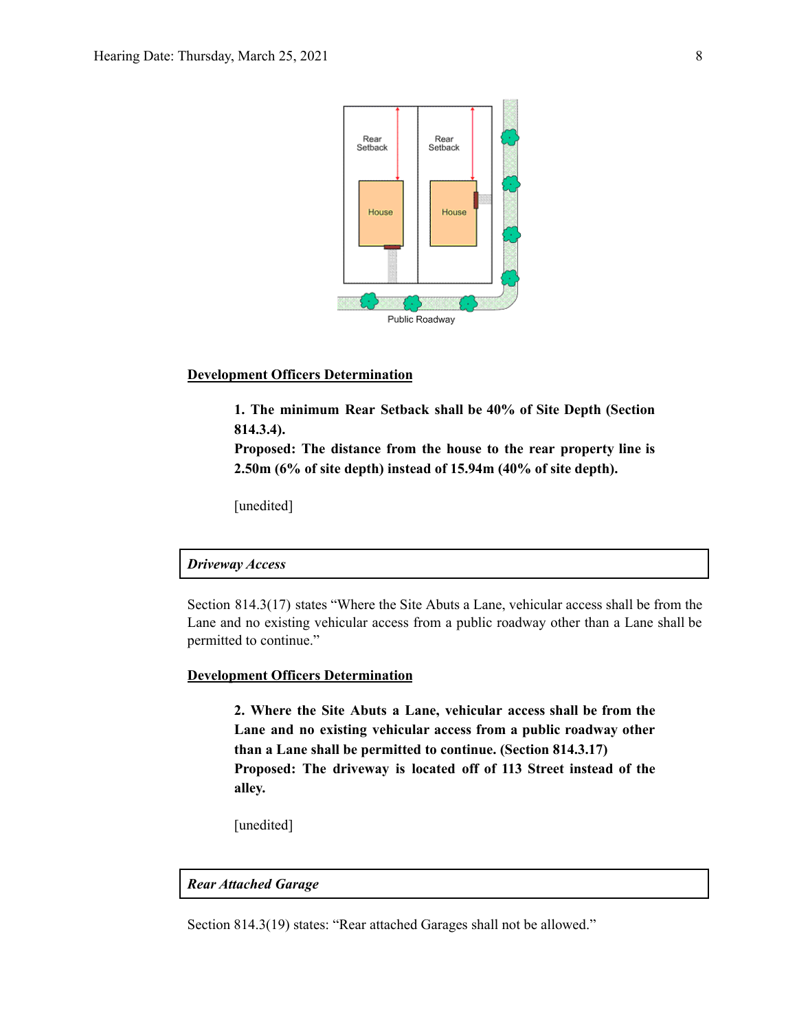**Development Officers Determination**

> **1. The minimum Rear Setback shall be 40% of Site Depth (Section 814.3.4).**
> **Proposed: The distance from the house to the rear property line is 2.50m (6% of site depth) instead of 15.94m (40% of site depth).**
>
> [unedited]

***Driveway Access***

Section 814.3(17) states "Where the Site Abuts a Lane, vehicular access shall be from the Lane and no existing vehicular access from a public roadway other than a Lane shall be permitted to continue."

**Development Officers Determination**

> **2. Where the Site Abuts a Lane, vehicular access shall be from the Lane and no existing vehicular access from a public roadway other than a Lane shall be permitted to continue. (Section 814.3.17)**
> **Proposed: The driveway is located off of 113 Street instead of the alley.**
>
> [unedited]

***Rear Attached Garage***

Section 814.3(19) states: "Rear attached Garages shall not be allowed."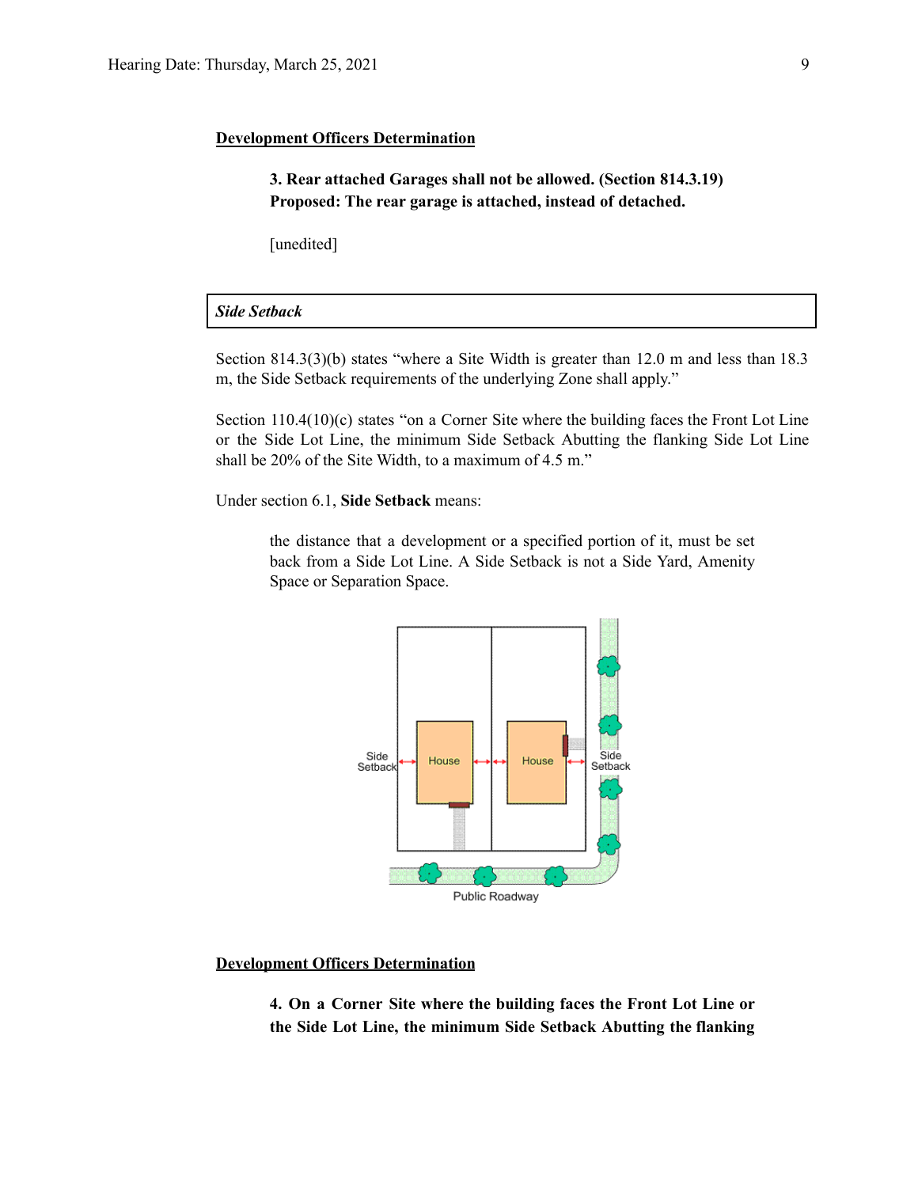**Development Officers Determination**

> **3. Rear attached Garages shall not be allowed. (Section 814.3.19)**
> **Proposed: The rear garage is attached, instead of detached.**
>
> [unedited]

***Side Setback***

Section 814.3(3)(b) states "where a Site Width is greater than 12.0 m and less than 18.3 m, the Side Setback requirements of the underlying Zone shall apply."

Section 110.4(10)(c) states "on a Corner Site where the building faces the Front Lot Line or the Side Lot Line, the minimum Side Setback Abutting the flanking Side Lot Line shall be 20% of the Site Width, to a maximum of 4.5 m."

Under section 6.1, **Side Setback** means:

> the distance that a development or a specified portion of it, must be set back from a Side Lot Line. A Side Setback is not a Side Yard, Amenity Space or Separation Space.

**Development Officers Determination**

> **4. On a Corner Site where the building faces the Front Lot Line or the Side Lot Line, the minimum Side Setback Abutting the flanking**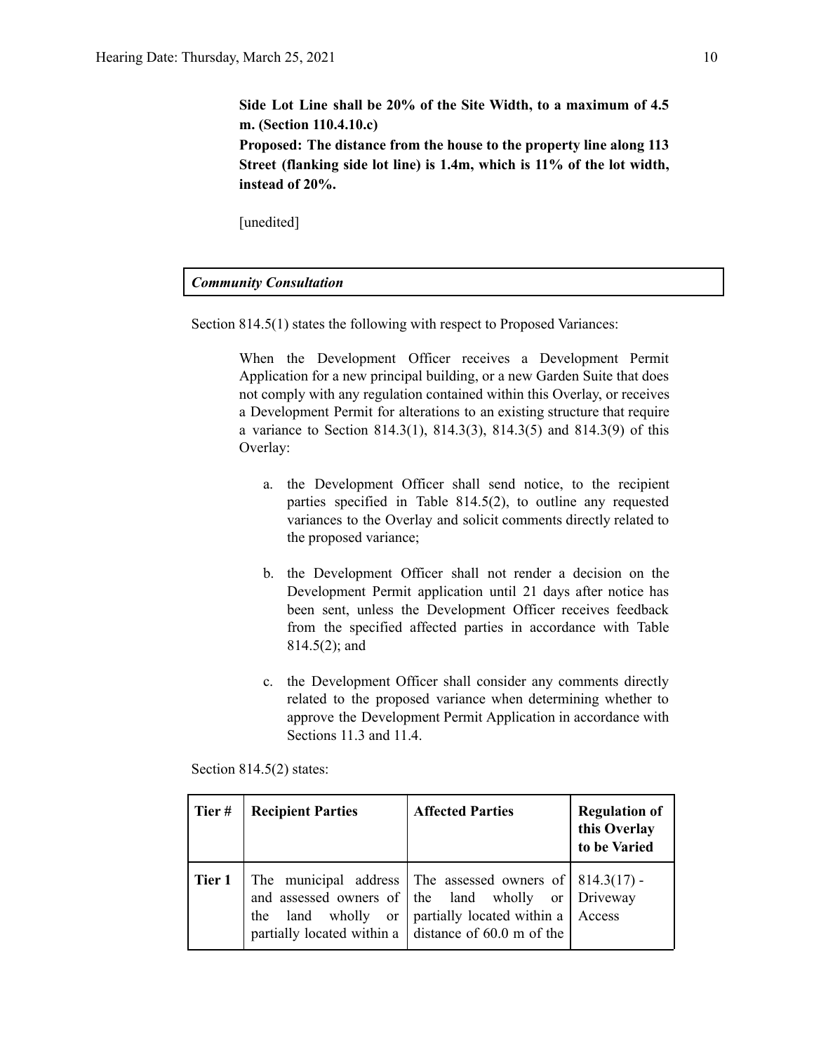**Side Lot Line shall be 20% of the Site Width, to a maximum of 4.5 m. (Section 110.4.10.c)**

**Proposed: The distance from the house to the property line along 113 Street (flanking side lot line) is 1.4m, which is 11% of the lot width, instead of 20%.**

[unedited]

***Community Consultation***

Section 814.5(1) states the following with respect to Proposed Variances:

> When the Development Officer receives a Development Permit Application for a new principal building, or a new Garden Suite that does not comply with any regulation contained within this Overlay, or receives a Development Permit for alterations to an existing structure that require a variance to Section 814.3(1), 814.3(3), 814.3(5) and 814.3(9) of this Overlay:
>
> a. the Development Officer shall send notice, to the recipient parties specified in Table 814.5(2), to outline any requested variances to the Overlay and solicit comments directly related to the proposed variance;
>
> b. the Development Officer shall not render a decision on the Development Permit application until 21 days after notice has been sent, unless the Development Officer receives feedback from the specified affected parties in accordance with Table 814.5(2); and
>
> c. the Development Officer shall consider any comments directly related to the proposed variance when determining whether to approve the Development Permit Application in accordance with Sections 11.3 and 11.4.

Section 814.5(2) states:

| Tier # | Recipient Parties | Affected Parties | Regulation of this Overlay to be Varied |
|---|---|---|---|
| **Tier 1** | The municipal address and assessed owners of the land wholly or partially located within a | The assessed owners of the land wholly or partially located within a distance of 60.0 m of the | 814.3(17) - Driveway Access |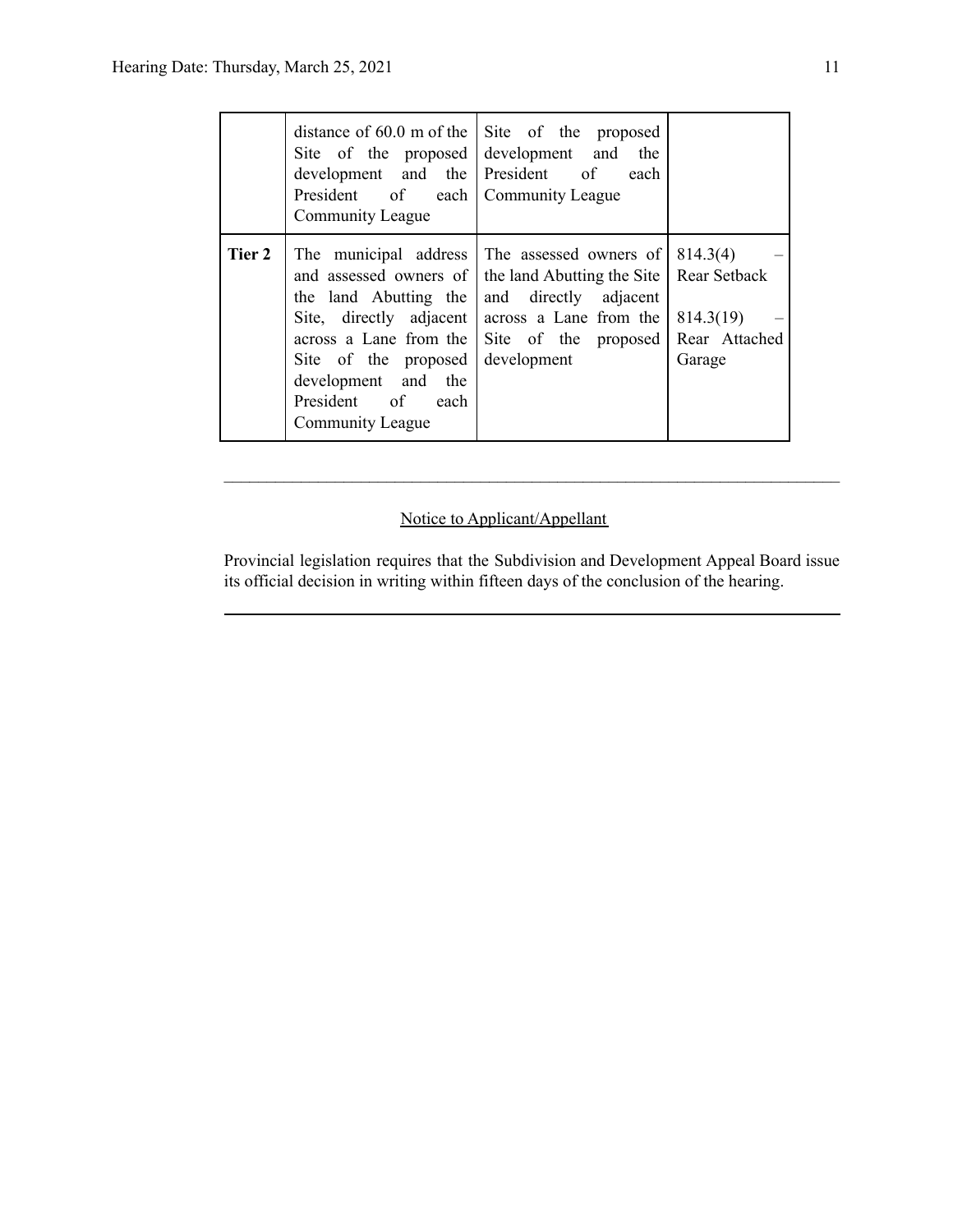| | | | |
|---|---|---|---|
| | distance of 60.0 m of the Site of the proposed development and the President of each Community League | Site of the proposed development and the President of each Community League | |
| **Tier 2** | The municipal address and assessed owners of the land Abutting the Site, directly adjacent across a Lane from the Site of the proposed development and the President of each Community League | The assessed owners of the land Abutting the Site and directly adjacent across a Lane from the Site of the proposed development | 814.3(4) – Rear Setback<br><br>814.3(19) – Rear Attached Garage |

---

Notice to Applicant/Appellant

Provincial legislation requires that the Subdivision and Development Appeal Board issue its official decision in writing within fifteen days of the conclusion of the hearing.

---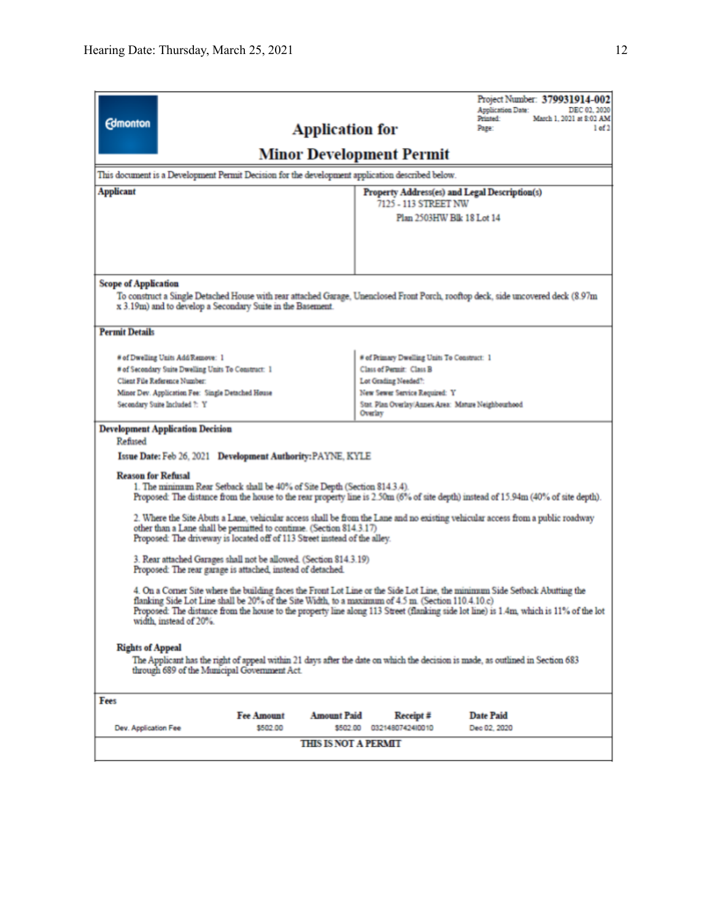Project Number: **379931914-002**
Application Date: DEC 02, 2020
Printed: March 1, 2021 at 8:02 AM
Page: 1 of 2

Edmonton

# Application for

# Minor Development Permit

This document is a Development Permit Decision for the development application described below.

| **Applicant** | **Property Address(es) and Legal Description(s)** |
|---|---|
| | 7125 - 113 STREET NW<br>Plan 2503HW Blk 18 Lot 14 |

**Scope of Application**

To construct a Single Detached House with rear attached Garage, Unenclosed Front Porch, rooftop deck, side uncovered deck (8.97m x 3.19m) and to develop a Secondary Suite in the Basement.

**Permit Details**

| | |
|---|---|
| # of Dwelling Units Add/Remove: 1 | # of Primary Dwelling Units To Construct: 1 |
| # of Secondary Suite Dwelling Units To Construct: 1 | Class of Permit: Class B |
| Client File Reference Number: | Lot Grading Needed?: |
| Minor Dev. Application Fee: Single Detached House | New Sewer Service Required: Y |
| Secondary Suite Included ?: Y | Stat. Plan Overlay/Annex Area: Mature Neighbourhood Overlay |

**Development Application Decision**

Refused

**Issue Date:** Feb 26, 2021 **Development Authority:** PAYNE, KYLE

**Reason for Refusal**

1. The minimum Rear Setback shall be 40% of Site Depth (Section 814.3.4).
   Proposed: The distance from the house to the rear property line is 2.50m (6% of site depth) instead of 15.94m (40% of site depth).

2. Where the Site Abuts a Lane, vehicular access shall be from the Lane and no existing vehicular access from a public roadway other than a Lane shall be permitted to continue. (Section 814.3.17)
   Proposed: The driveway is located off of 113 Street instead of the alley.

3. Rear attached Garages shall not be allowed. (Section 814.3.19)
   Proposed: The rear garage is attached, instead of detached.

4. On a Corner Site where the building faces the Front Lot Line or the Side Lot Line, the minimum Side Setback Abutting the flanking Side Lot Line shall be 20% of the Site Width, to a maximum of 4.5 m. (Section 110.4.10.c)
   Proposed: The distance from the house to the property line along 113 Street (flanking side lot line) is 1.4m, which is 11% of the lot width, instead of 20%.

**Rights of Appeal**

The Applicant has the right of appeal within 21 days after the date on which the decision is made, as outlined in Section 683 through 689 of the Municipal Government Act.

**Fees**

| | Fee Amount | Amount Paid | Receipt # | Date Paid |
|---|---|---|---|---|
| Dev. Application Fee | $502.00 | $502.00 | 03214807424I0010 | Dec 02, 2020 |

**THIS IS NOT A PERMIT**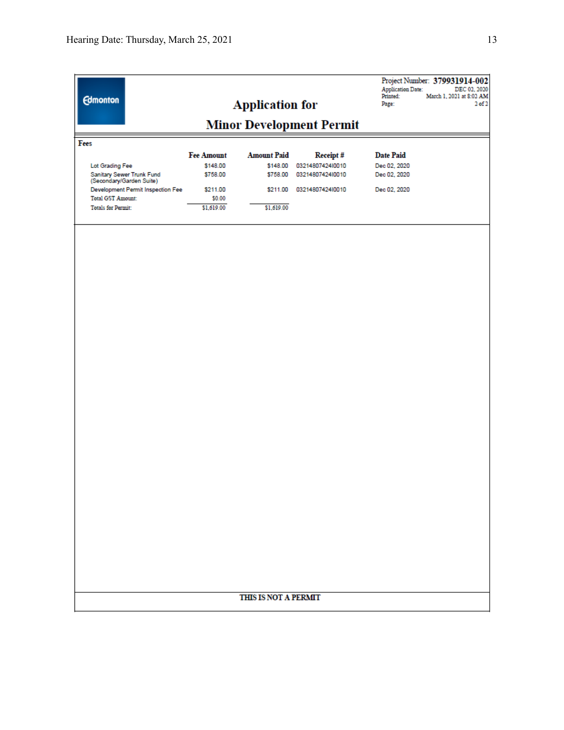Edmonton

# Application for

# Minor Development Permit

Project Number: **379931914-002**
Application Date: DEC 02, 2020
Printed: March 1, 2021 at 8:02 AM
Page: 2 of 2

**Fees**

| | Fee Amount | Amount Paid | Receipt # | Date Paid |
|---|---|---|---|---|
| Lot Grading Fee | $148.00 | $148.00 | 03214807424I0010 | Dec 02, 2020 |
| Sanitary Sewer Trunk Fund (Secondary/Garden Suite) | $758.00 | $758.00 | 03214807424I0010 | Dec 02, 2020 |
| Development Permit Inspection Fee | $211.00 | $211.00 | 03214807424I0010 | Dec 02, 2020 |
| Total GST Amount: | $0.00 | | | |
| Totals for Permit: | $1,619.00 | $1,619.00 | | |

**THIS IS NOT A PERMIT**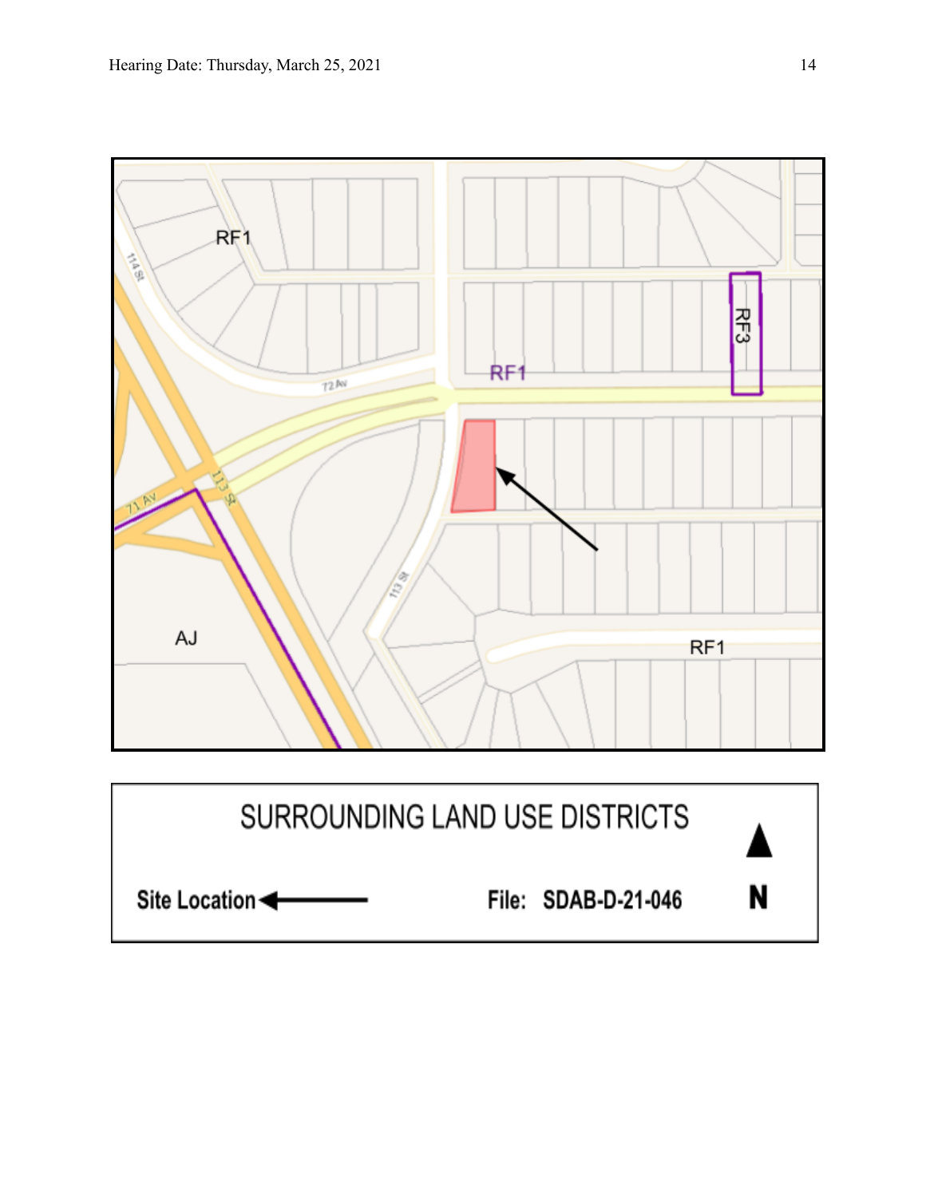RF1

RF1

RF3

AJ

RF1

SURROUNDING LAND USE DISTRICTS

Site Location ←

File: SDAB-D-21-046

N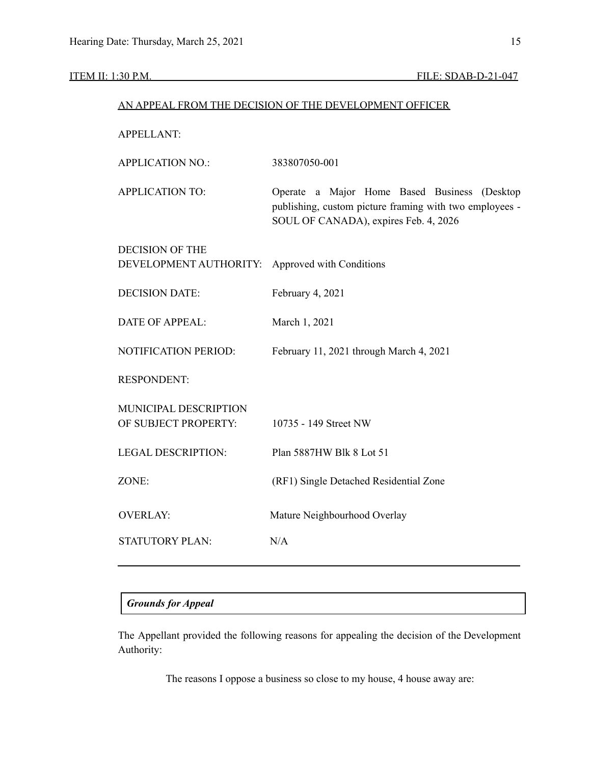ITEM II: 1:30 P.M. FILE: SDAB-D-21-047

AN APPEAL FROM THE DECISION OF THE DEVELOPMENT OFFICER

| | |
|---|---|
| APPELLANT: | |
| APPLICATION NO.: | 383807050-001 |
| APPLICATION TO: | Operate a Major Home Based Business (Desktop publishing, custom picture framing with two employees - SOUL OF CANADA), expires Feb. 4, 2026 |
| DECISION OF THE DEVELOPMENT AUTHORITY: | Approved with Conditions |
| DECISION DATE: | February 4, 2021 |
| DATE OF APPEAL: | March 1, 2021 |
| NOTIFICATION PERIOD: | February 11, 2021 through March 4, 2021 |
| RESPONDENT: | |
| MUNICIPAL DESCRIPTION OF SUBJECT PROPERTY: | 10735 - 149 Street NW |
| LEGAL DESCRIPTION: | Plan 5887HW Blk 8 Lot 51 |
| ZONE: | (RF1) Single Detached Residential Zone |
| OVERLAY: | Mature Neighbourhood Overlay |
| STATUTORY PLAN: | N/A |

---

***Grounds for Appeal***

The Appellant provided the following reasons for appealing the decision of the Development Authority:

> The reasons I oppose a business so close to my house, 4 house away are: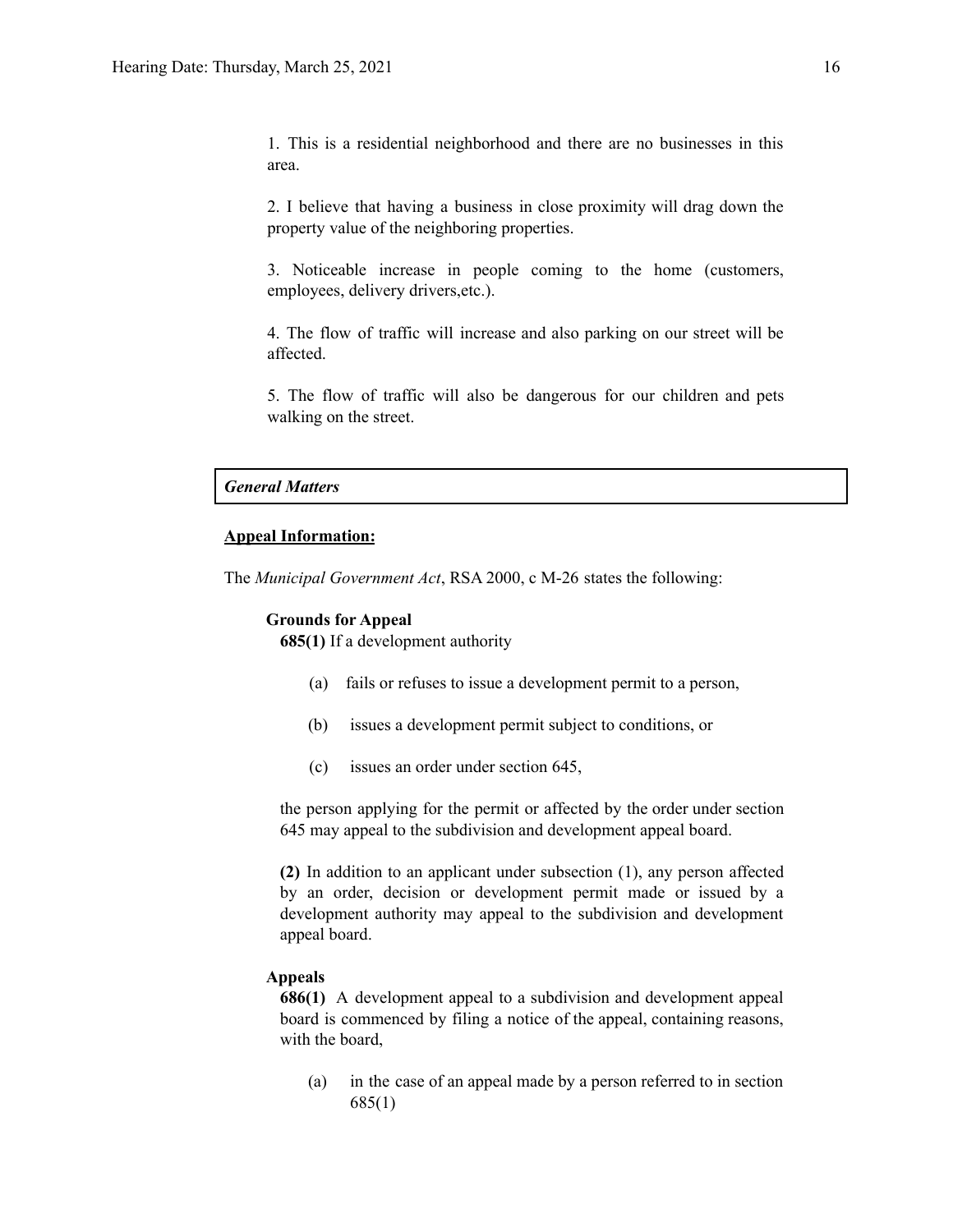1. This is a residential neighborhood and there are no businesses in this area.

2. I believe that having a business in close proximity will drag down the property value of the neighboring properties.

3. Noticeable increase in people coming to the home (customers, employees, delivery drivers,etc.).

4. The flow of traffic will increase and also parking on our street will be affected.

5. The flow of traffic will also be dangerous for our children and pets walking on the street.

***General Matters***

**Appeal Information:**

The *Municipal Government Act*, RSA 2000, c M-26 states the following:

**Grounds for Appeal**

**685(1)** If a development authority

(a) fails or refuses to issue a development permit to a person,

(b) issues a development permit subject to conditions, or

(c) issues an order under section 645,

the person applying for the permit or affected by the order under section 645 may appeal to the subdivision and development appeal board.

**(2)** In addition to an applicant under subsection (1), any person affected by an order, decision or development permit made or issued by a development authority may appeal to the subdivision and development appeal board.

**Appeals**

**686(1)** A development appeal to a subdivision and development appeal board is commenced by filing a notice of the appeal, containing reasons, with the board,

(a) in the case of an appeal made by a person referred to in section 685(1)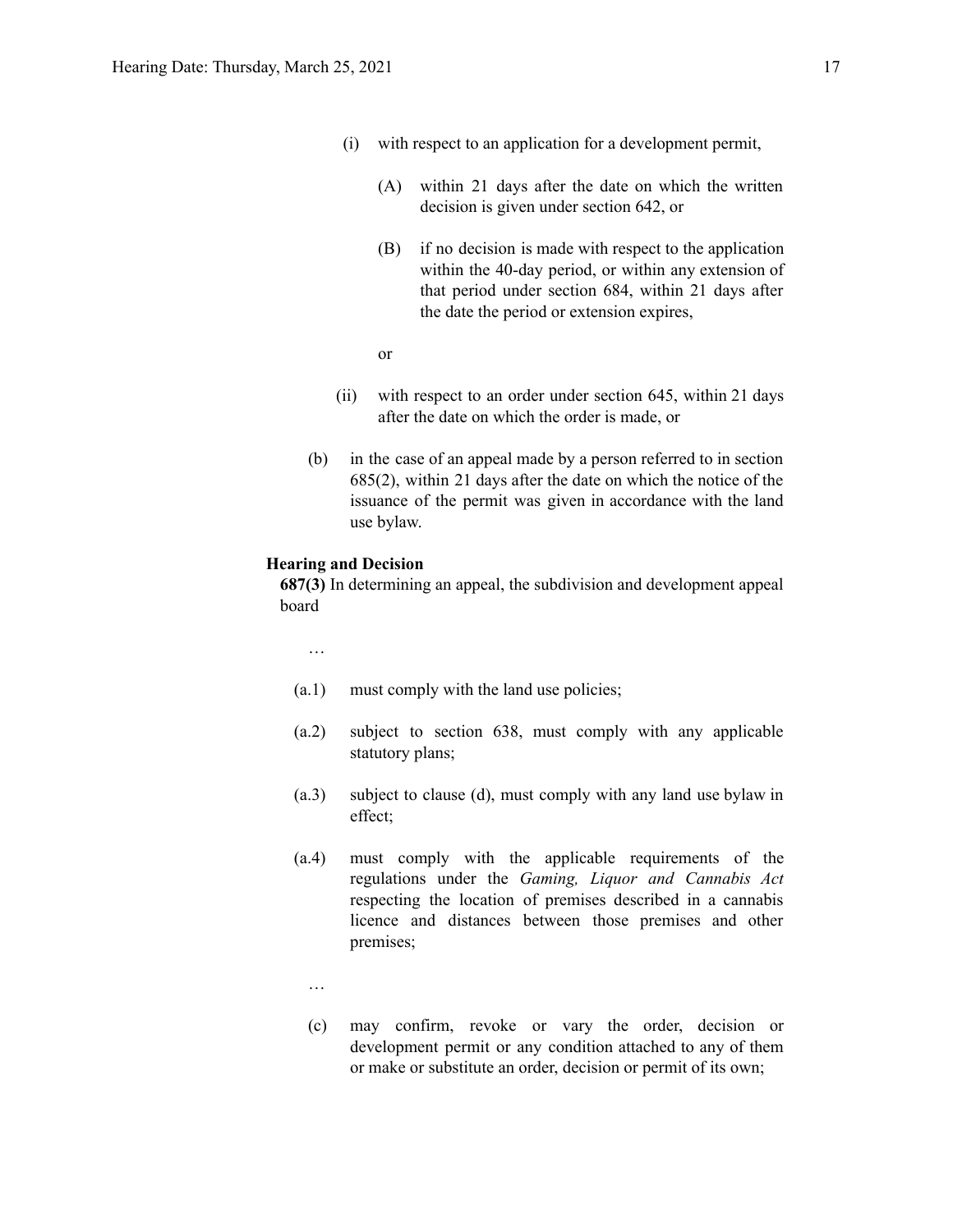(i) with respect to an application for a development permit,

(A) within 21 days after the date on which the written decision is given under section 642, or

(B) if no decision is made with respect to the application within the 40-day period, or within any extension of that period under section 684, within 21 days after the date the period or extension expires,

or

(ii) with respect to an order under section 645, within 21 days after the date on which the order is made, or

(b) in the case of an appeal made by a person referred to in section 685(2), within 21 days after the date on which the notice of the issuance of the permit was given in accordance with the land use bylaw.

**Hearing and Decision**

**687(3)** In determining an appeal, the subdivision and development appeal board

…

(a.1) must comply with the land use policies;

(a.2) subject to section 638, must comply with any applicable statutory plans;

(a.3) subject to clause (d), must comply with any land use bylaw in effect;

(a.4) must comply with the applicable requirements of the regulations under the *Gaming, Liquor and Cannabis Act* respecting the location of premises described in a cannabis licence and distances between those premises and other premises;

…

(c) may confirm, revoke or vary the order, decision or development permit or any condition attached to any of them or make or substitute an order, decision or permit of its own;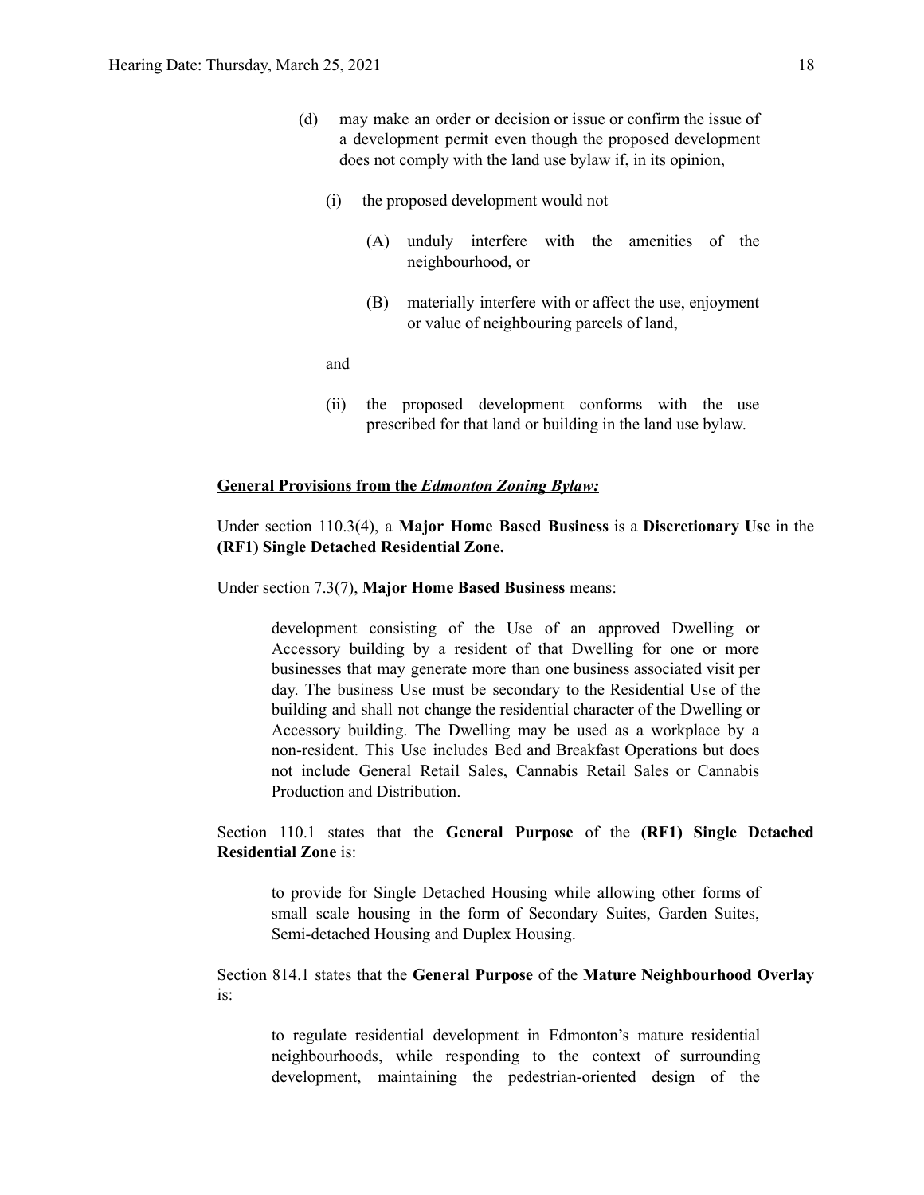(d) may make an order or decision or issue or confirm the issue of a development permit even though the proposed development does not comply with the land use bylaw if, in its opinion,

  (i) the proposed development would not

    (A) unduly interfere with the amenities of the neighbourhood, or

    (B) materially interfere with or affect the use, enjoyment or value of neighbouring parcels of land,

  and

  (ii) the proposed development conforms with the use prescribed for that land or building in the land use bylaw.

**General Provisions from the *Edmonton Zoning Bylaw:***

Under section 110.3(4), a **Major Home Based Business** is a **Discretionary Use** in the **(RF1) Single Detached Residential Zone.**

Under section 7.3(7), **Major Home Based Business** means:

> development consisting of the Use of an approved Dwelling or Accessory building by a resident of that Dwelling for one or more businesses that may generate more than one business associated visit per day. The business Use must be secondary to the Residential Use of the building and shall not change the residential character of the Dwelling or Accessory building. The Dwelling may be used as a workplace by a non-resident. This Use includes Bed and Breakfast Operations but does not include General Retail Sales, Cannabis Retail Sales or Cannabis Production and Distribution.

Section 110.1 states that the **General Purpose** of the **(RF1) Single Detached Residential Zone** is:

> to provide for Single Detached Housing while allowing other forms of small scale housing in the form of Secondary Suites, Garden Suites, Semi-detached Housing and Duplex Housing.

Section 814.1 states that the **General Purpose** of the **Mature Neighbourhood Overlay** is:

> to regulate residential development in Edmonton's mature residential neighbourhoods, while responding to the context of surrounding development, maintaining the pedestrian-oriented design of the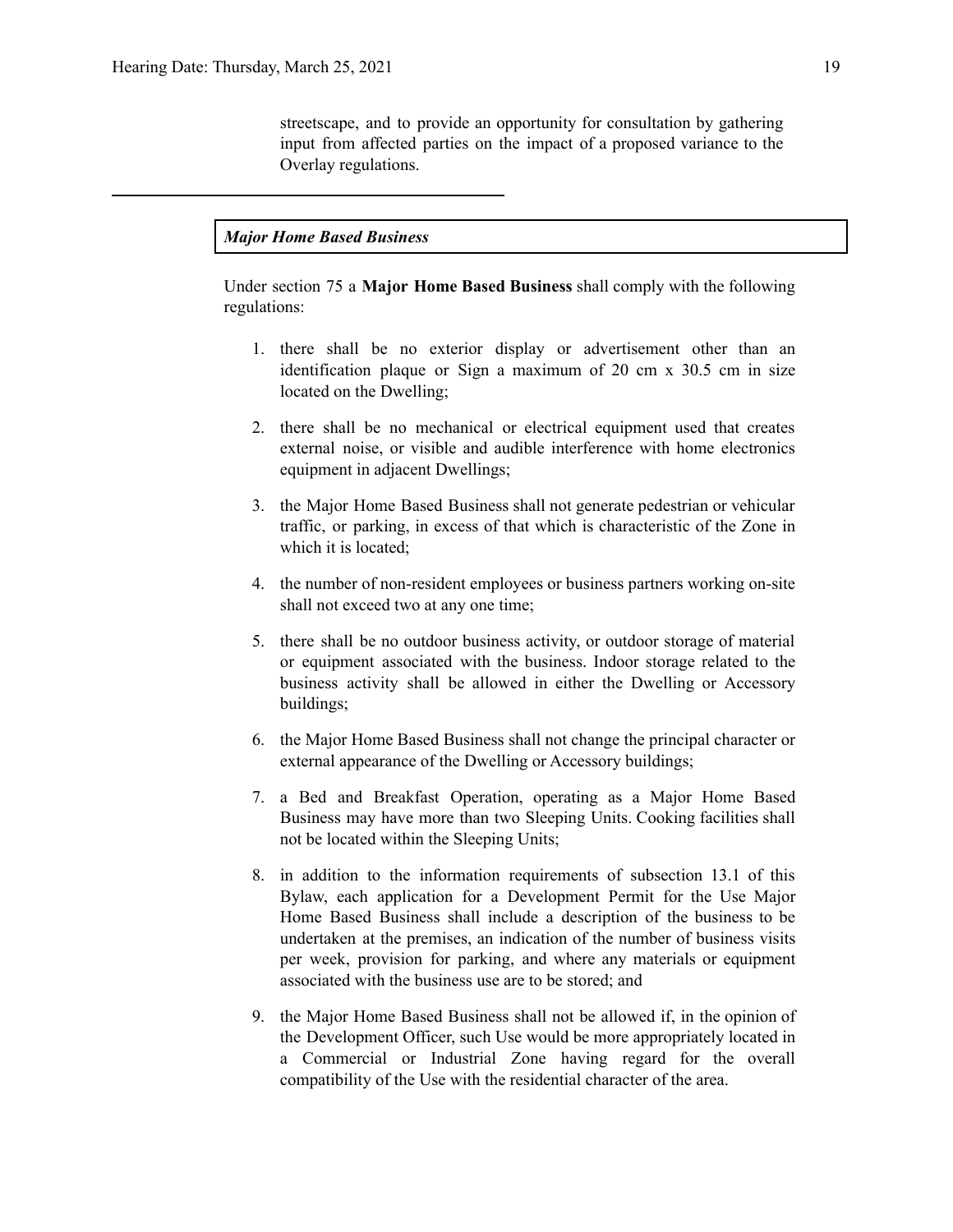streetscape, and to provide an opportunity for consultation by gathering input from affected parties on the impact of a proposed variance to the Overlay regulations.

---

***Major Home Based Business***

Under section 75 a **Major Home Based Business** shall comply with the following regulations:

1. there shall be no exterior display or advertisement other than an identification plaque or Sign a maximum of 20 cm x 30.5 cm in size located on the Dwelling;
2. there shall be no mechanical or electrical equipment used that creates external noise, or visible and audible interference with home electronics equipment in adjacent Dwellings;
3. the Major Home Based Business shall not generate pedestrian or vehicular traffic, or parking, in excess of that which is characteristic of the Zone in which it is located;
4. the number of non-resident employees or business partners working on-site shall not exceed two at any one time;
5. there shall be no outdoor business activity, or outdoor storage of material or equipment associated with the business. Indoor storage related to the business activity shall be allowed in either the Dwelling or Accessory buildings;
6. the Major Home Based Business shall not change the principal character or external appearance of the Dwelling or Accessory buildings;
7. a Bed and Breakfast Operation, operating as a Major Home Based Business may have more than two Sleeping Units. Cooking facilities shall not be located within the Sleeping Units;
8. in addition to the information requirements of subsection 13.1 of this Bylaw, each application for a Development Permit for the Use Major Home Based Business shall include a description of the business to be undertaken at the premises, an indication of the number of business visits per week, provision for parking, and where any materials or equipment associated with the business use are to be stored; and
9. the Major Home Based Business shall not be allowed if, in the opinion of the Development Officer, such Use would be more appropriately located in a Commercial or Industrial Zone having regard for the overall compatibility of the Use with the residential character of the area.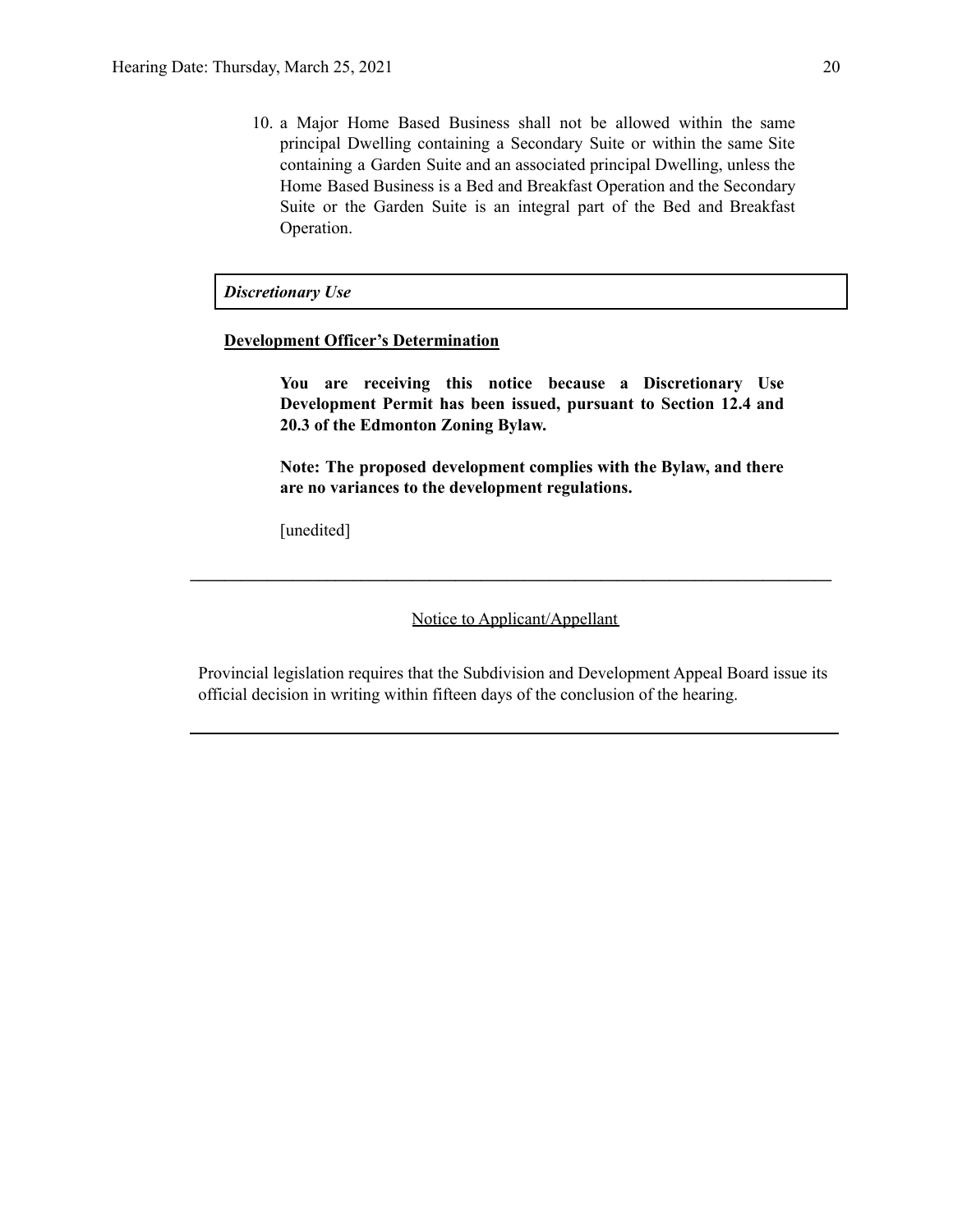10. a Major Home Based Business shall not be allowed within the same principal Dwelling containing a Secondary Suite or within the same Site containing a Garden Suite and an associated principal Dwelling, unless the Home Based Business is a Bed and Breakfast Operation and the Secondary Suite or the Garden Suite is an integral part of the Bed and Breakfast Operation.

***Discretionary Use***

**Development Officer's Determination**

**You are receiving this notice because a Discretionary Use Development Permit has been issued, pursuant to Section 12.4 and 20.3 of the Edmonton Zoning Bylaw.**

**Note: The proposed development complies with the Bylaw, and there are no variances to the development regulations.**

[unedited]

---

Notice to Applicant/Appellant

Provincial legislation requires that the Subdivision and Development Appeal Board issue its official decision in writing within fifteen days of the conclusion of the hearing.

---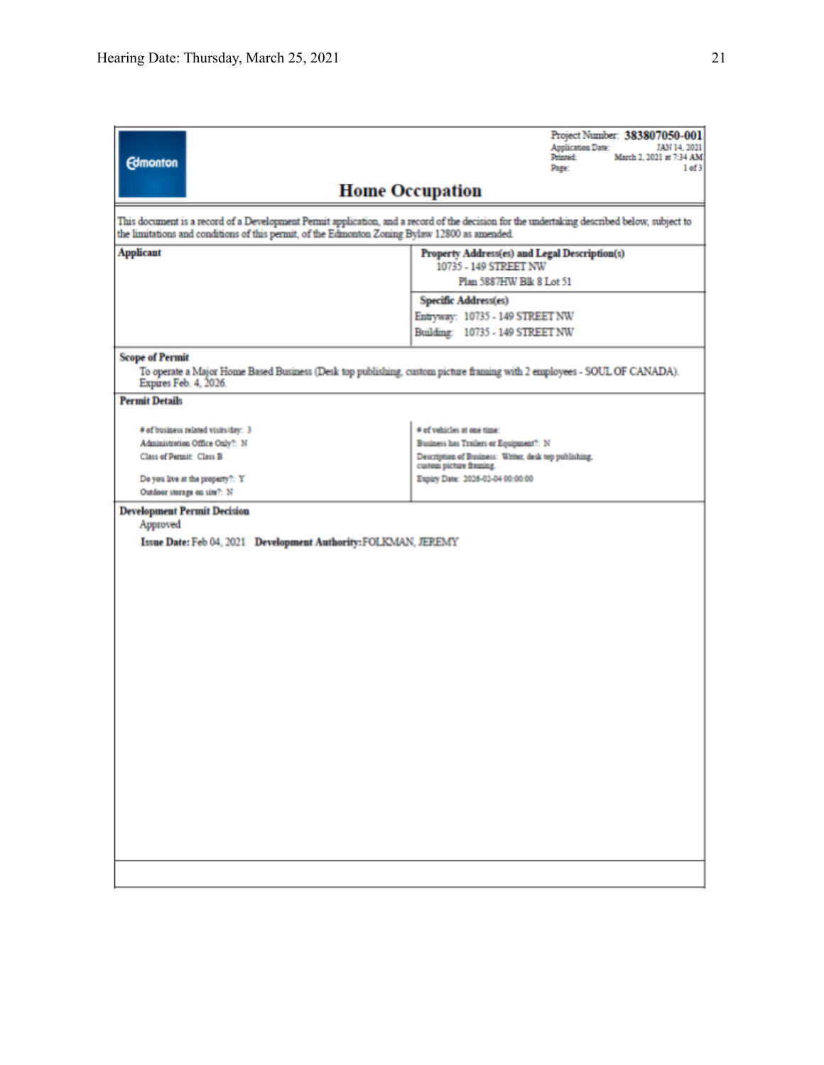Project Number: **383807050-001**
Application Date: JAN 14, 2021
Printed: March 2, 2021 at 7:34 AM
Page: 1 of 3

Edmonton

# Home Occupation

This document is a record of a Development Permit application, and a record of the decision for the undertaking described below, subject to the limitations and conditions of this permit, of the Edmonton Zoning Bylaw 12800 as amended.

| **Applicant** | **Property Address(es) and Legal Description(s)** |
|---|---|
| | 10735 - 149 STREET NW<br>Plan 5887HW Blk 8 Lot 51 |
| | **Specific Address(es)**<br>Entryway: 10735 - 149 STREET NW<br>Building: 10735 - 149 STREET NW |

**Scope of Permit**

To operate a Major Home Based Business (Desk top publishing, custom picture framing with 2 employees - SOUL OF CANADA). Expires Feb. 4, 2026.

**Permit Details**

| | |
|---|---|
| # of business related visits/day: 3 | # of vehicles at one time: |
| Administration Office Only?: N | Business has Trailers or Equipment?: N |
| Class of Permit: Class B | Description of Business: Writer, desk top publishing, custom picture framing. |
| Do you live at the property?: Y | Expiry Date: 2026-02-04 00:00:00 |
| Outdoor storage on site?: N | |

**Development Permit Decision**

Approved

**Issue Date:** Feb 04, 2021 **Development Authority:** FOLKMAN, JEREMY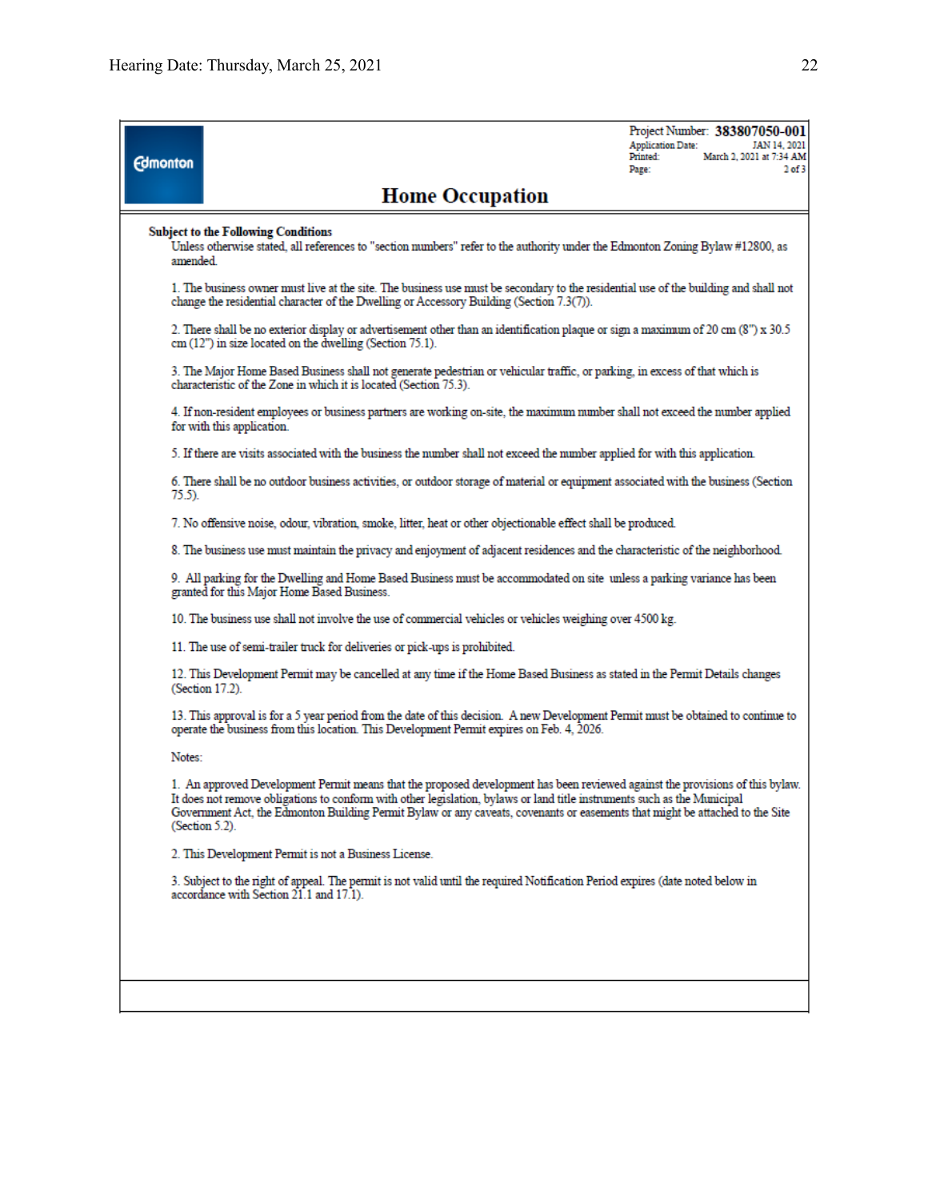Edmonton

Project Number: **383807050-001**
Application Date: JAN 14, 2021
Printed: March 2, 2021 at 7:34 AM
Page: 2 of 3

# Home Occupation

**Subject to the Following Conditions**

Unless otherwise stated, all references to "section numbers" refer to the authority under the Edmonton Zoning Bylaw #12800, as amended.

1. The business owner must live at the site. The business use must be secondary to the residential use of the building and shall not change the residential character of the Dwelling or Accessory Building (Section 7.3(7)).

2. There shall be no exterior display or advertisement other than an identification plaque or sign a maximum of 20 cm (8") x 30.5 cm (12") in size located on the dwelling (Section 75.1).

3. The Major Home Based Business shall not generate pedestrian or vehicular traffic, or parking, in excess of that which is characteristic of the Zone in which it is located (Section 75.3).

4. If non-resident employees or business partners are working on-site, the maximum number shall not exceed the number applied for with this application.

5. If there are visits associated with the business the number shall not exceed the number applied for with this application.

6. There shall be no outdoor business activities, or outdoor storage of material or equipment associated with the business (Section 75.5).

7. No offensive noise, odour, vibration, smoke, litter, heat or other objectionable effect shall be produced.

8. The business use must maintain the privacy and enjoyment of adjacent residences and the characteristic of the neighborhood.

9. All parking for the Dwelling and Home Based Business must be accommodated on site unless a parking variance has been granted for this Major Home Based Business.

10. The business use shall not involve the use of commercial vehicles or vehicles weighing over 4500 kg.

11. The use of semi-trailer truck for deliveries or pick-ups is prohibited.

12. This Development Permit may be cancelled at any time if the Home Based Business as stated in the Permit Details changes (Section 17.2).

13. This approval is for a 5 year period from the date of this decision. A new Development Permit must be obtained to continue to operate the business from this location. This Development Permit expires on Feb. 4, 2026.

Notes:

1. An approved Development Permit means that the proposed development has been reviewed against the provisions of this bylaw. It does not remove obligations to conform with other legislation, bylaws or land title instruments such as the Municipal Government Act, the Edmonton Building Permit Bylaw or any caveats, covenants or easements that might be attached to the Site (Section 5.2).

2. This Development Permit is not a Business License.

3. Subject to the right of appeal. The permit is not valid until the required Notification Period expires (date noted below in accordance with Section 21.1 and 17.1).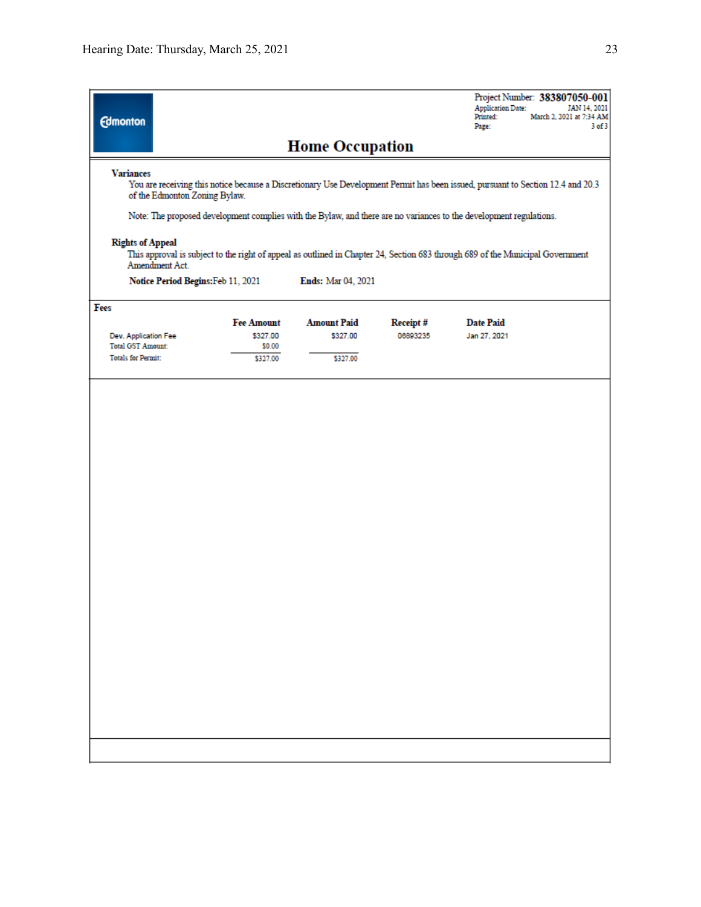Project Number: **383807050-001**
Application Date: JAN 14, 2021
Printed: March 2, 2021 at 7:34 AM
Page: 3 of 3

# Home Occupation

**Variances**

You are receiving this notice because a Discretionary Use Development Permit has been issued, pursuant to Section 12.4 and 20.3 of the Edmonton Zoning Bylaw.

Note: The proposed development complies with the Bylaw, and there are no variances to the development regulations.

**Rights of Appeal**

This approval is subject to the right of appeal as outlined in Chapter 24, Section 683 through 689 of the Municipal Government Amendment Act.

**Notice Period Begins:** Feb 11, 2021 **Ends:** Mar 04, 2021

**Fees**

| | Fee Amount | Amount Paid | Receipt # | Date Paid |
|---|---|---|---|---|
| Dev. Application Fee | $327.00 | $327.00 | 06893235 | Jan 27, 2021 |
| Total GST Amount: | $0.00 | | | |
| Totals for Permit: | $327.00 | $327.00 | | |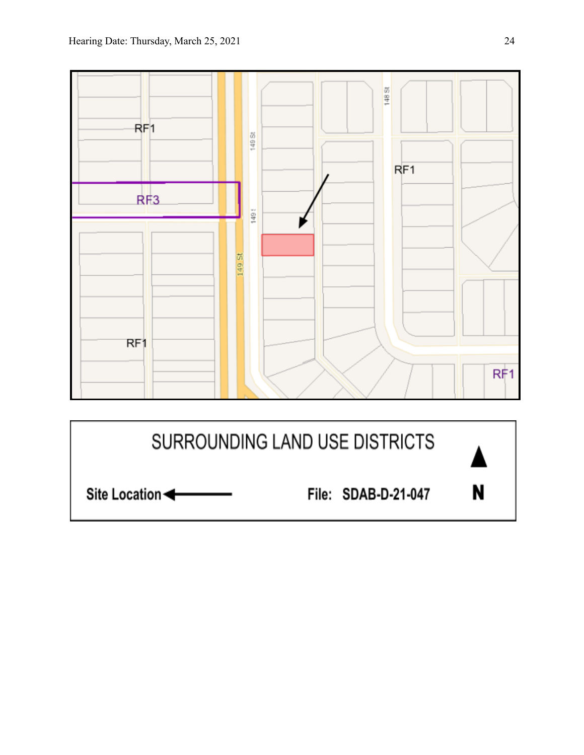RF1

RF3

RF1

RF1

RF1

149 St

149 St

149 St

148 St

SURROUNDING LAND USE DISTRICTS

Site Location

File: SDAB-D-21-047

N